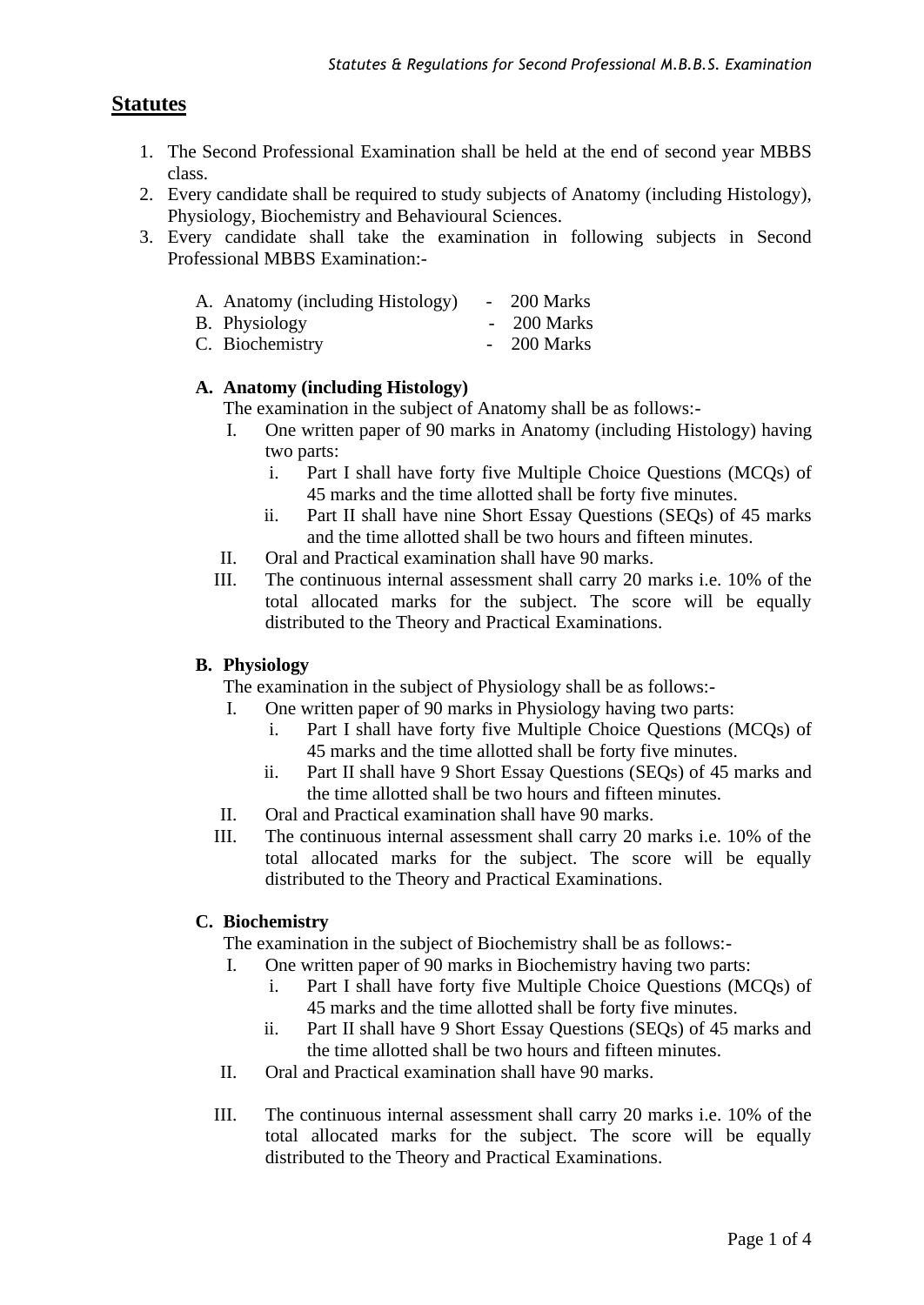## Statutes

1. The Second Professional Examination shall be held at the end of second year MBBS class.
2. Every candidate shall be required to study subjects of Anatomy (including Histology), Physiology, Biochemistry and Behavioural Sciences.
3. Every candidate shall take the examination in following subjects in Second Professional MBBS Examination:-

   A. Anatomy (including Histology) - 200 Marks
   B. Physiology - 200 Marks
   C. Biochemistry - 200 Marks

   **A. Anatomy (including Histology)**

   The examination in the subject of Anatomy shall be as follows:-

   I. One written paper of 90 marks in Anatomy (including Histology) having two parts:
      i. Part I shall have forty five Multiple Choice Questions (MCQs) of 45 marks and the time allotted shall be forty five minutes.
      ii. Part II shall have nine Short Essay Questions (SEQs) of 45 marks and the time allotted shall be two hours and fifteen minutes.

   II. Oral and Practical examination shall have 90 marks.

   III. The continuous internal assessment shall carry 20 marks i.e. 10% of the total allocated marks for the subject. The score will be equally distributed to the Theory and Practical Examinations.

   **B. Physiology**

   The examination in the subject of Physiology shall be as follows:-

   I. One written paper of 90 marks in Physiology having two parts:
      i. Part I shall have forty five Multiple Choice Questions (MCQs) of 45 marks and the time allotted shall be forty five minutes.
      ii. Part II shall have 9 Short Essay Questions (SEQs) of 45 marks and the time allotted shall be two hours and fifteen minutes.

   II. Oral and Practical examination shall have 90 marks.

   III. The continuous internal assessment shall carry 20 marks i.e. 10% of the total allocated marks for the subject. The score will be equally distributed to the Theory and Practical Examinations.

   **C. Biochemistry**

   The examination in the subject of Biochemistry shall be as follows:-

   I. One written paper of 90 marks in Biochemistry having two parts:
      i. Part I shall have forty five Multiple Choice Questions (MCQs) of 45 marks and the time allotted shall be forty five minutes.
      ii. Part II shall have 9 Short Essay Questions (SEQs) of 45 marks and the time allotted shall be two hours and fifteen minutes.

   II. Oral and Practical examination shall have 90 marks.

   III. The continuous internal assessment shall carry 20 marks i.e. 10% of the total allocated marks for the subject. The score will be equally distributed to the Theory and Practical Examinations.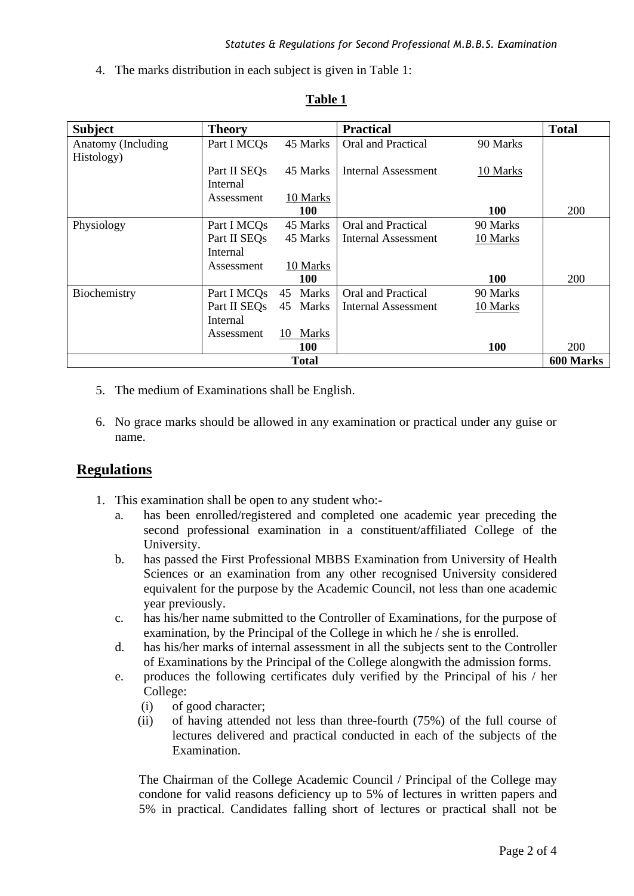4. The marks distribution in each subject is given in Table 1:

**Table 1**

| Subject | Theory | | Practical | | Total |
|---|---|---|---|---|---|
| Anatomy (Including Histology) | Part I MCQs | 45 Marks | Oral and Practical | 90 Marks | |
| | Part II SEQs | 45 Marks | Internal Assessment | 10 Marks | |
| | Internal Assessment | 10 Marks | | | |
| | | **100** | | **100** | 200 |
| Physiology | Part I MCQs | 45 Marks | Oral and Practical | 90 Marks | |
| | Part II SEQs | 45 Marks | Internal Assessment | 10 Marks | |
| | Internal Assessment | 10 Marks | | | |
| | | **100** | | **100** | 200 |
| Biochemistry | Part I MCQs | 45 Marks | Oral and Practical | 90 Marks | |
| | Part II SEQs | 45 Marks | Internal Assessment | 10 Marks | |
| | Internal Assessment | 10 Marks | | | |
| | | **100** | | **100** | 200 |
| **Total** | | | | | **600 Marks** |

5. The medium of Examinations shall be English.

6. No grace marks should be allowed in any examination or practical under any guise or name.

## Regulations

1. This examination shall be open to any student who:-
   a. has been enrolled/registered and completed one academic year preceding the second professional examination in a constituent/affiliated College of the University.
   b. has passed the First Professional MBBS Examination from University of Health Sciences or an examination from any other recognised University considered equivalent for the purpose by the Academic Council, not less than one academic year previously.
   c. has his/her name submitted to the Controller of Examinations, for the purpose of examination, by the Principal of the College in which he / she is enrolled.
   d. has his/her marks of internal assessment in all the subjects sent to the Controller of Examinations by the Principal of the College alongwith the admission forms.
   e. produces the following certificates duly verified by the Principal of his / her College:
      (i) of good character;
      (ii) of having attended not less than three-fourth (75%) of the full course of lectures delivered and practical conducted in each of the subjects of the Examination.

   The Chairman of the College Academic Council / Principal of the College may condone for valid reasons deficiency up to 5% of lectures in written papers and 5% in practical. Candidates falling short of lectures or practical shall not be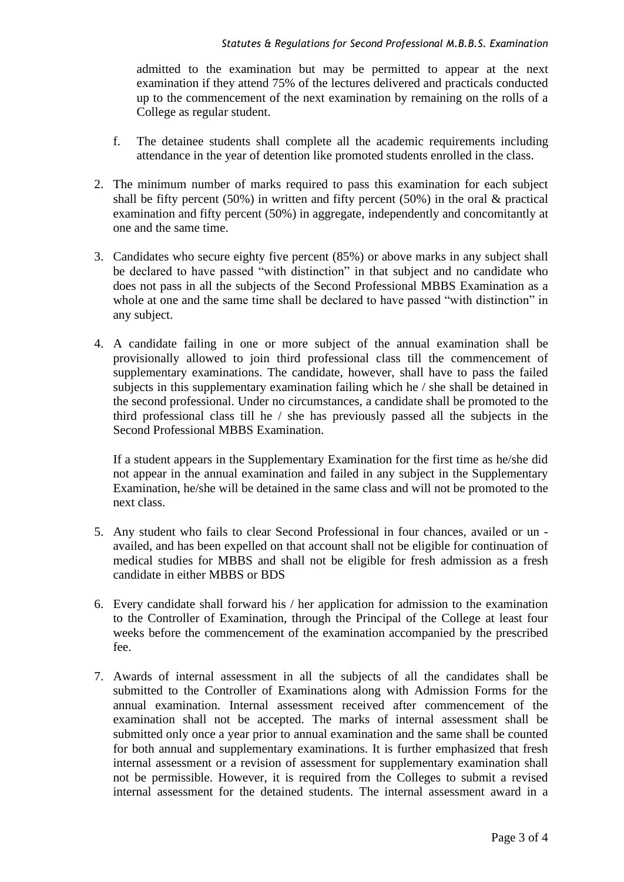admitted to the examination but may be permitted to appear at the next examination if they attend 75% of the lectures delivered and practicals conducted up to the commencement of the next examination by remaining on the rolls of a College as regular student.

f. The detainee students shall complete all the academic requirements including attendance in the year of detention like promoted students enrolled in the class.

2. The minimum number of marks required to pass this examination for each subject shall be fifty percent (50%) in written and fifty percent (50%) in the oral & practical examination and fifty percent (50%) in aggregate, independently and concomitantly at one and the same time.

3. Candidates who secure eighty five percent (85%) or above marks in any subject shall be declared to have passed "with distinction" in that subject and no candidate who does not pass in all the subjects of the Second Professional MBBS Examination as a whole at one and the same time shall be declared to have passed "with distinction" in any subject.

4. A candidate failing in one or more subject of the annual examination shall be provisionally allowed to join third professional class till the commencement of supplementary examinations. The candidate, however, shall have to pass the failed subjects in this supplementary examination failing which he / she shall be detained in the second professional. Under no circumstances, a candidate shall be promoted to the third professional class till he / she has previously passed all the subjects in the Second Professional MBBS Examination.

   If a student appears in the Supplementary Examination for the first time as he/she did not appear in the annual examination and failed in any subject in the Supplementary Examination, he/she will be detained in the same class and will not be promoted to the next class.

5. Any student who fails to clear Second Professional in four chances, availed or un - availed, and has been expelled on that account shall not be eligible for continuation of medical studies for MBBS and shall not be eligible for fresh admission as a fresh candidate in either MBBS or BDS

6. Every candidate shall forward his / her application for admission to the examination to the Controller of Examination, through the Principal of the College at least four weeks before the commencement of the examination accompanied by the prescribed fee.

7. Awards of internal assessment in all the subjects of all the candidates shall be submitted to the Controller of Examinations along with Admission Forms for the annual examination. Internal assessment received after commencement of the examination shall not be accepted. The marks of internal assessment shall be submitted only once a year prior to annual examination and the same shall be counted for both annual and supplementary examinations. It is further emphasized that fresh internal assessment or a revision of assessment for supplementary examination shall not be permissible. However, it is required from the Colleges to submit a revised internal assessment for the detained students. The internal assessment award in a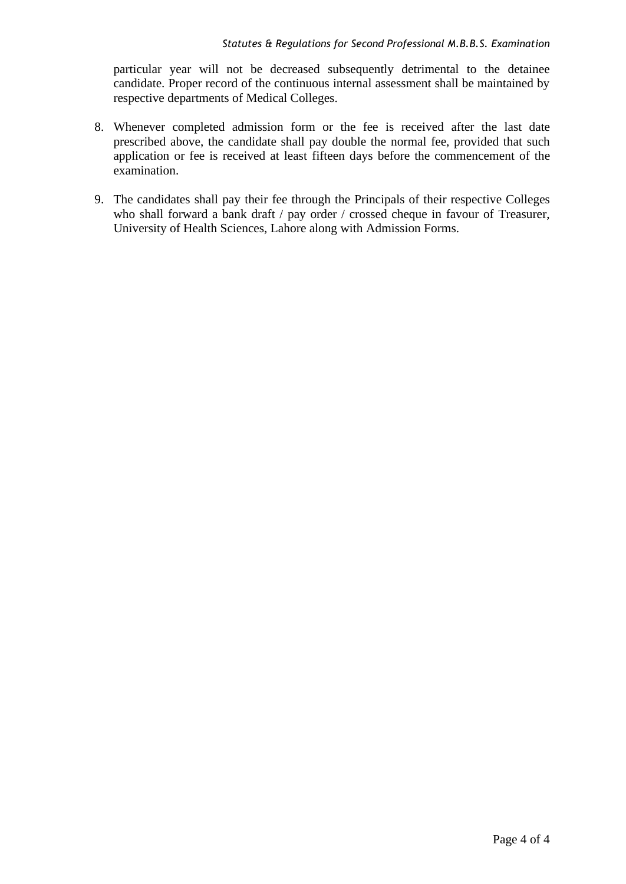particular year will not be decreased subsequently detrimental to the detainee candidate. Proper record of the continuous internal assessment shall be maintained by respective departments of Medical Colleges.

8. Whenever completed admission form or the fee is received after the last date prescribed above, the candidate shall pay double the normal fee, provided that such application or fee is received at least fifteen days before the commencement of the examination.

9. The candidates shall pay their fee through the Principals of their respective Colleges who shall forward a bank draft / pay order / crossed cheque in favour of Treasurer, University of Health Sciences, Lahore along with Admission Forms.